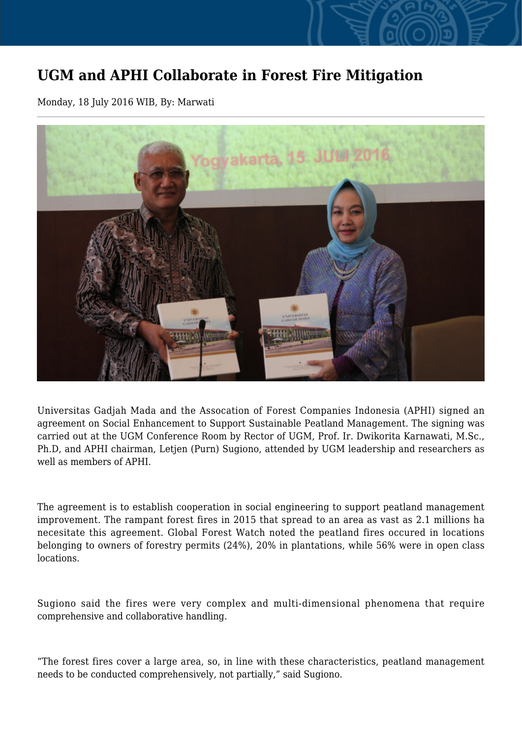# UGM and APHI Collaborate in Forest Fire Mitigation

Monday, 18 July 2016 WIB, By: Marwati

Universitas Gadjah Mada and the Assocation of Forest Companies Indonesia (APHI) signed an agreement on Social Enhancement to Support Sustainable Peatland Management. The signing was carried out at the UGM Conference Room by Rector of UGM, Prof. Ir. Dwikorita Karnawati, M.Sc., Ph.D, and APHI chairman, Letjen (Purn) Sugiono, attended by UGM leadership and researchers as well as members of APHI.

The agreement is to establish cooperation in social engineering to support peatland management improvement. The rampant forest fires in 2015 that spread to an area as vast as 2.1 millions ha necesitate this agreement. Global Forest Watch noted the peatland fires occured in locations belonging to owners of forestry permits (24%), 20% in plantations, while 56% were in open class locations.

Sugiono said the fires were very complex and multi-dimensional phenomena that require comprehensive and collaborative handling.

"The forest fires cover a large area, so, in line with these characteristics, peatland management needs to be conducted comprehensively, not partially," said Sugiono.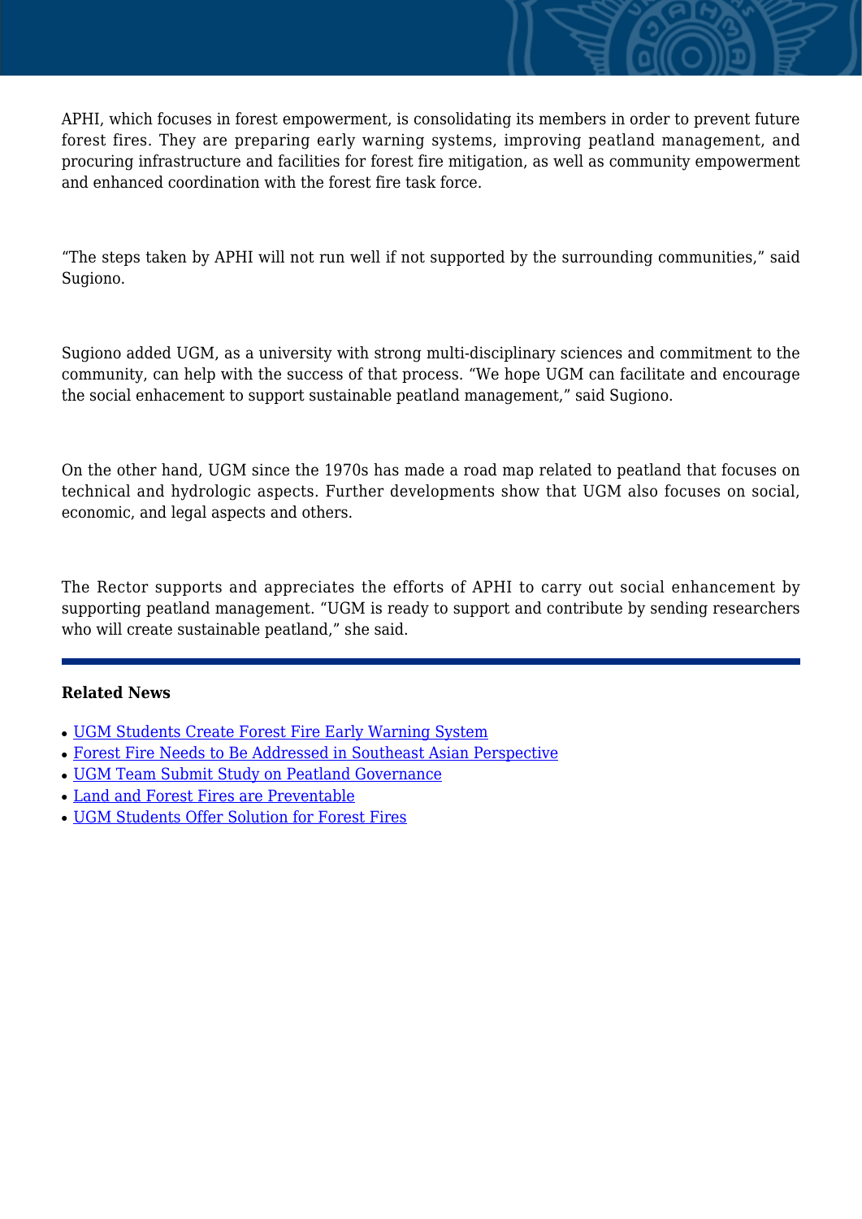APHI, which focuses in forest empowerment, is consolidating its members in order to prevent future forest fires. They are preparing early warning systems, improving peatland management, and procuring infrastructure and facilities for forest fire mitigation, as well as community empowerment and enhanced coordination with the forest fire task force.

"The steps taken by APHI will not run well if not supported by the surrounding communities," said Sugiono.

Sugiono added UGM, as a university with strong multi-disciplinary sciences and commitment to the community, can help with the success of that process. "We hope UGM can facilitate and encourage the social enhacement to support sustainable peatland management," said Sugiono.

On the other hand, UGM since the 1970s has made a road map related to peatland that focuses on technical and hydrologic aspects. Further developments show that UGM also focuses on social, economic, and legal aspects and others.

The Rector supports and appreciates the efforts of APHI to carry out social enhancement by supporting peatland management. "UGM is ready to support and contribute by sending researchers who will create sustainable peatland," she said.

---

**Related News**

- UGM Students Create Forest Fire Early Warning System
- Forest Fire Needs to Be Addressed in Southeast Asian Perspective
- UGM Team Submit Study on Peatland Governance
- Land and Forest Fires are Preventable
- UGM Students Offer Solution for Forest Fires